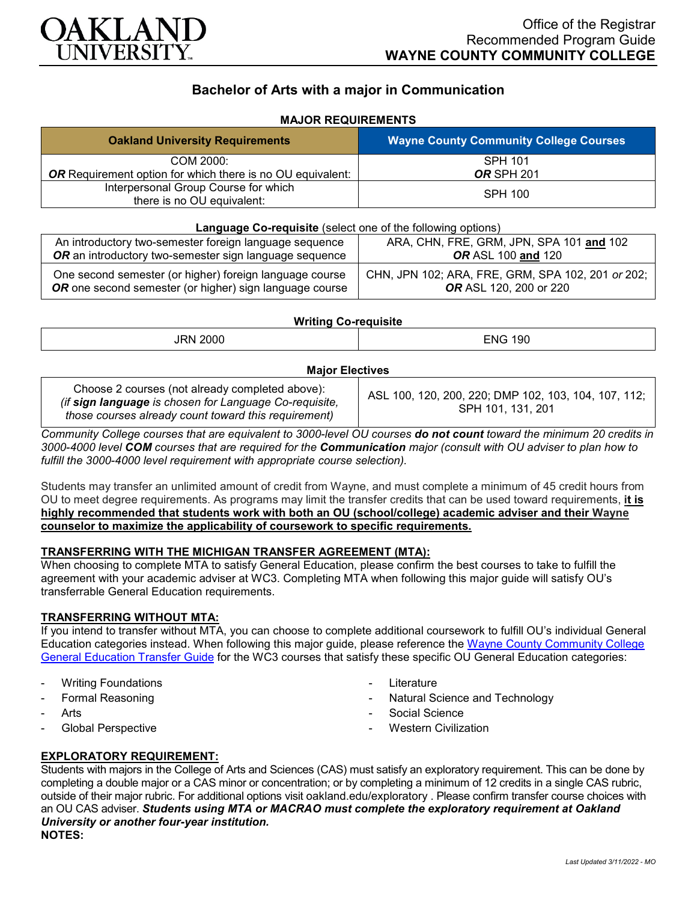Office of the Registrar
Recommended Program Guide
**WAYNE COUNTY COMMUNITY COLLEGE**

# Bachelor of Arts with a major in Communication

## MAJOR REQUIREMENTS

| Oakland University Requirements | Wayne County Community College Courses |
|---|---|
| COM 2000:<br>***OR*** Requirement option for which there is no OU equivalent: | SPH 101<br>***OR*** SPH 201 |
| Interpersonal Group Course for which there is no OU equivalent: | SPH 100 |

**Language Co-requisite** (select one of the following options)

| | |
|---|---|
| An introductory two-semester foreign language sequence<br>***OR*** an introductory two-semester sign language sequence | ARA, CHN, FRE, GRM, JPN, SPA 101 **and** 102<br>***OR*** ASL 100 **and** 120 |
| One second semester (or higher) foreign language course<br>***OR*** one second semester (or higher) sign language course | CHN, JPN 102; ARA, FRE, GRM, SPA 102, 201 *or* 202;<br>***OR*** ASL 120, 200 or 220 |

**Writing Co-requisite**

| | |
|---|---|
| JRN 2000 | ENG 190 |

**Major Electives**

| | |
|---|---|
| Choose 2 courses (not already completed above):<br>*(if **sign language** is chosen for Language Co-requisite, those courses already count toward this requirement)* | ASL 100, 120, 200, 220; DMP 102, 103, 104, 107, 112; SPH 101, 131, 201 |

*Community College courses that are equivalent to 3000-level OU courses **do not count** toward the minimum 20 credits in 3000-4000 level **COM** courses that are required for the **Communication** major (consult with OU adviser to plan how to fulfill the 3000-4000 level requirement with appropriate course selection).*

Students may transfer an unlimited amount of credit from Wayne, and must complete a minimum of 45 credit hours from OU to meet degree requirements. As programs may limit the transfer credits that can be used toward requirements, **it is highly recommended that students work with both an OU (school/college) academic adviser and their Wayne counselor to maximize the applicability of coursework to specific requirements.**

**TRANSFERRING WITH THE MICHIGAN TRANSFER AGREEMENT (MTA):**
When choosing to complete MTA to satisfy General Education, please confirm the best courses to take to fulfill the agreement with your academic adviser at WC3. Completing MTA when following this major guide will satisfy OU's transferrable General Education requirements.

**TRANSFERRING WITHOUT MTA:**
If you intend to transfer without MTA, you can choose to complete additional coursework to fulfill OU's individual General Education categories instead. When following this major guide, please reference the Wayne County Community College General Education Transfer Guide for the WC3 courses that satisfy these specific OU General Education categories:

- Writing Foundations
- Formal Reasoning
- Arts
- Global Perspective
- Literature
- Natural Science and Technology
- Social Science
- Western Civilization

**EXPLORATORY REQUIREMENT:**
Students with majors in the College of Arts and Sciences (CAS) must satisfy an exploratory requirement. This can be done by completing a double major or a CAS minor or concentration; or by completing a minimum of 12 credits in a single CAS rubric, outside of their major rubric. For additional options visit oakland.edu/exploratory . Please confirm transfer course choices with an OU CAS adviser. ***Students using MTA or MACRAO must complete the exploratory requirement at Oakland University or another four-year institution.***

**NOTES:**

*Last Updated 3/11/2022 - MO*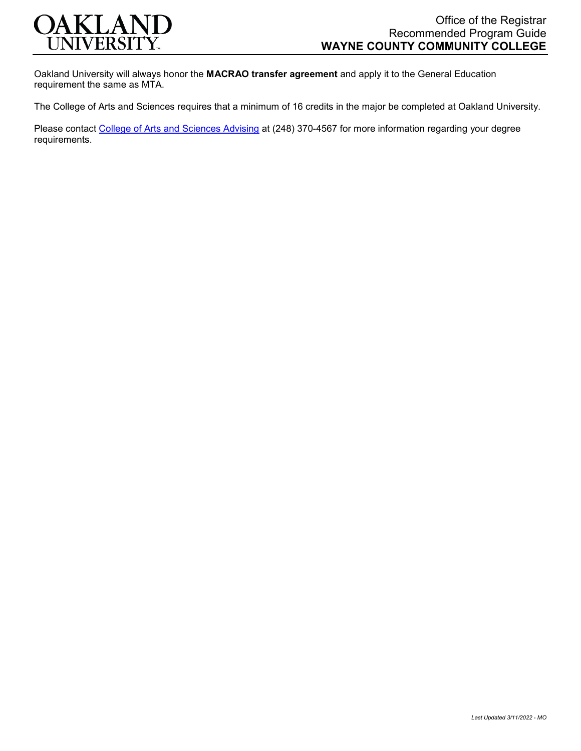Oakland University will always honor the **MACRAO transfer agreement** and apply it to the General Education requirement the same as MTA.

The College of Arts and Sciences requires that a minimum of 16 credits in the major be completed at Oakland University.

Please contact College of Arts and Sciences Advising at (248) 370-4567 for more information regarding your degree requirements.

*Last Updated 3/11/2022 - MO*